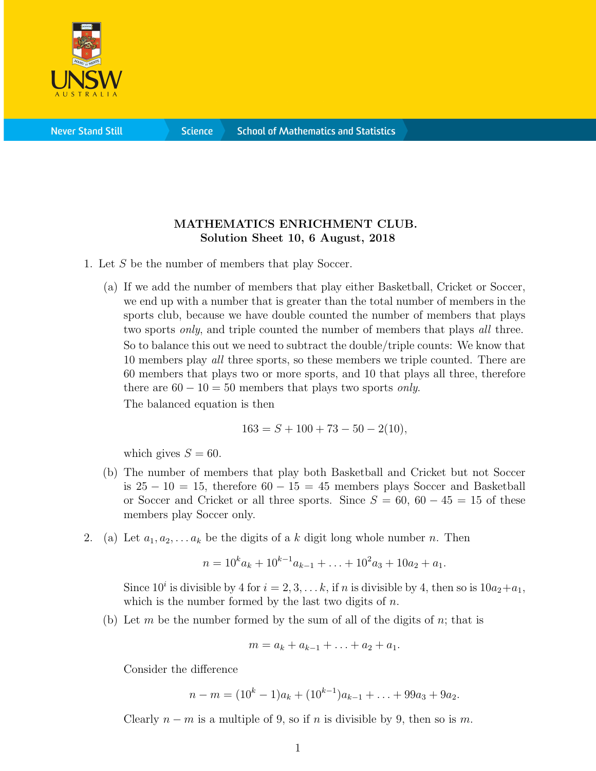**MATHEMATICS ENRICHMENT CLUB.**
**Solution Sheet 10, 6 August, 2018**

1. Let $S$ be the number of members that play Soccer.

   (a) If we add the number of members that play either Basketball, Cricket or Soccer, we end up with a number that is greater than the total number of members in the sports club, because we have double counted the number of members that plays two sports *only*, and triple counted the number of members that plays *all* three.

   So to balance this out we need to subtract the double/triple counts: We know that 10 members play *all* three sports, so these members we triple counted. There are 60 members that plays two or more sports, and 10 that plays all three, therefore there are $60 - 10 = 50$ members that plays two sports *only*.

   The balanced equation is then

   $$163 = S + 100 + 73 - 50 - 2(10),$$

   which gives $S = 60$.

   (b) The number of members that play both Basketball and Cricket but not Soccer is $25 - 10 = 15$, therefore $60 - 15 = 45$ members plays Soccer and Basketball or Soccer and Cricket or all three sports. Since $S = 60$, $60 - 45 = 15$ of these members play Soccer only.

2. (a) Let $a_1, a_2, \ldots a_k$ be the digits of a $k$ digit long whole number $n$. Then

   $$n = 10^k a_k + 10^{k-1} a_{k-1} + \ldots + 10^2 a_3 + 10a_2 + a_1.$$

   Since $10^i$ is divisible by 4 for $i = 2, 3, \ldots k$, if $n$ is divisible by 4, then so is $10a_2 + a_1$, which is the number formed by the last two digits of $n$.

   (b) Let $m$ be the number formed by the sum of all of the digits of $n$; that is

   $$m = a_k + a_{k-1} + \ldots + a_2 + a_1.$$

   Consider the difference

   $$n - m = (10^k - 1)a_k + (10^{k-1})a_{k-1} + \ldots + 99a_3 + 9a_2.$$

   Clearly $n - m$ is a multiple of 9, so if $n$ is divisible by 9, then so is $m$.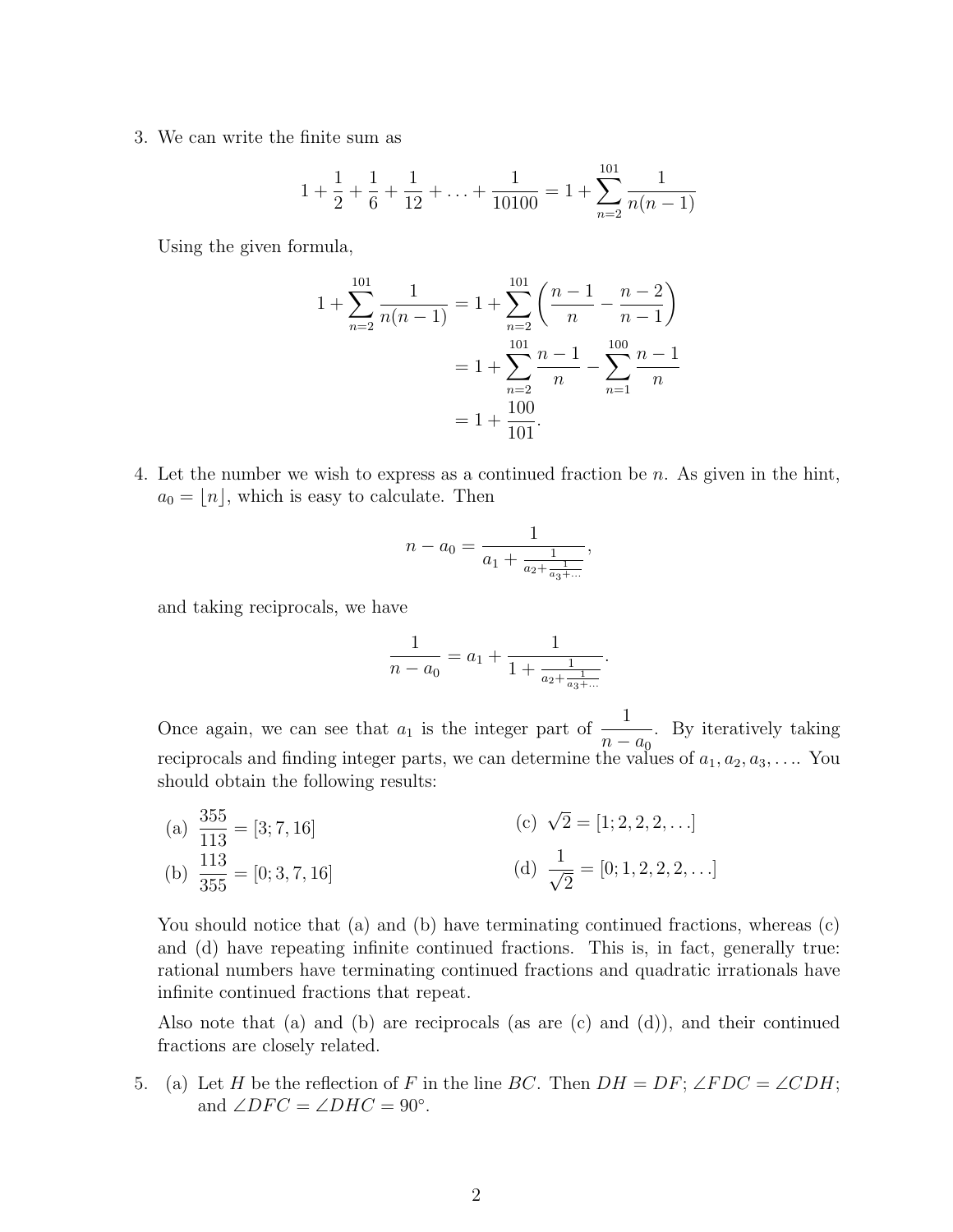3. We can write the finite sum as

$$1 + \frac{1}{2} + \frac{1}{6} + \frac{1}{12} + \ldots + \frac{1}{10100} = 1 + \sum_{n=2}^{101} \frac{1}{n(n-1)}$$

Using the given formula,

$$\begin{aligned} 1 + \sum_{n=2}^{101} \frac{1}{n(n-1)} &= 1 + \sum_{n=2}^{101} \left( \frac{n-1}{n} - \frac{n-2}{n-1} \right) \\ &= 1 + \sum_{n=2}^{101} \frac{n-1}{n} - \sum_{n=1}^{100} \frac{n-1}{n} \\ &= 1 + \frac{100}{101}. \end{aligned}$$

4. Let the number we wish to express as a continued fraction be $n$. As given in the hint, $a_0 = \lfloor n \rfloor$, which is easy to calculate. Then

$$n - a_0 = \frac{1}{a_1 + \frac{1}{a_2 + \frac{1}{a_3 + \ldots}}},$$

and taking reciprocals, we have

$$\frac{1}{n - a_0} = a_1 + \frac{1}{1 + \frac{1}{a_2 + \frac{1}{a_3 + \ldots}}}.$$

Once again, we can see that $a_1$ is the integer part of $\dfrac{1}{n - a_0}$. By iteratively taking reciprocals and finding integer parts, we can determine the values of $a_1, a_2, a_3, \ldots$. You should obtain the following results:

(a) $\dfrac{355}{113} = [3; 7, 16]$

(b) $\dfrac{113}{355} = [0; 3, 7, 16]$

(c) $\sqrt{2} = [1; 2, 2, 2, \ldots]$

(d) $\dfrac{1}{\sqrt{2}} = [0; 1, 2, 2, 2, \ldots]$

You should notice that (a) and (b) have terminating continued fractions, whereas (c) and (d) have repeating infinite continued fractions. This is, in fact, generally true: rational numbers have terminating continued fractions and quadratic irrationals have infinite continued fractions that repeat.

Also note that (a) and (b) are reciprocals (as are (c) and (d)), and their continued fractions are closely related.

5. (a) Let $H$ be the reflection of $F$ in the line $BC$. Then $DH = DF$; $\angle FDC = \angle CDH$; and $\angle DFC = \angle DHC = 90°$.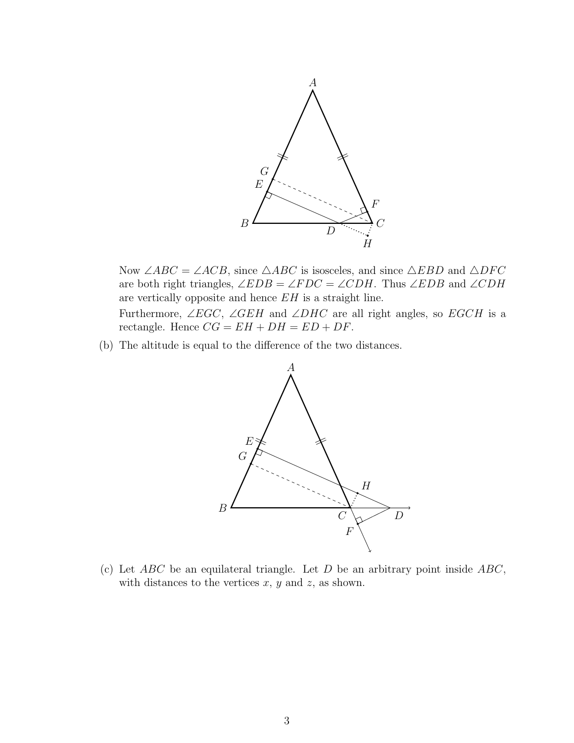Now $\angle ABC = \angle ACB$, since $\triangle ABC$ is isosceles, and since $\triangle EBD$ and $\triangle DFC$ are both right triangles, $\angle EDB = \angle FDC = \angle CDH$. Thus $\angle EDB$ and $\angle CDH$ are vertically opposite and hence $EH$ is a straight line.

Furthermore, $\angle EGC$, $\angle GEH$ and $\angle DHC$ are all right angles, so $EGCH$ is a rectangle. Hence $CG = EH + DH = ED + DF$.

(b) The altitude is equal to the difference of the two distances.

(c) Let $ABC$ be an equilateral triangle. Let $D$ be an arbitrary point inside $ABC$, with distances to the vertices $x$, $y$ and $z$, as shown.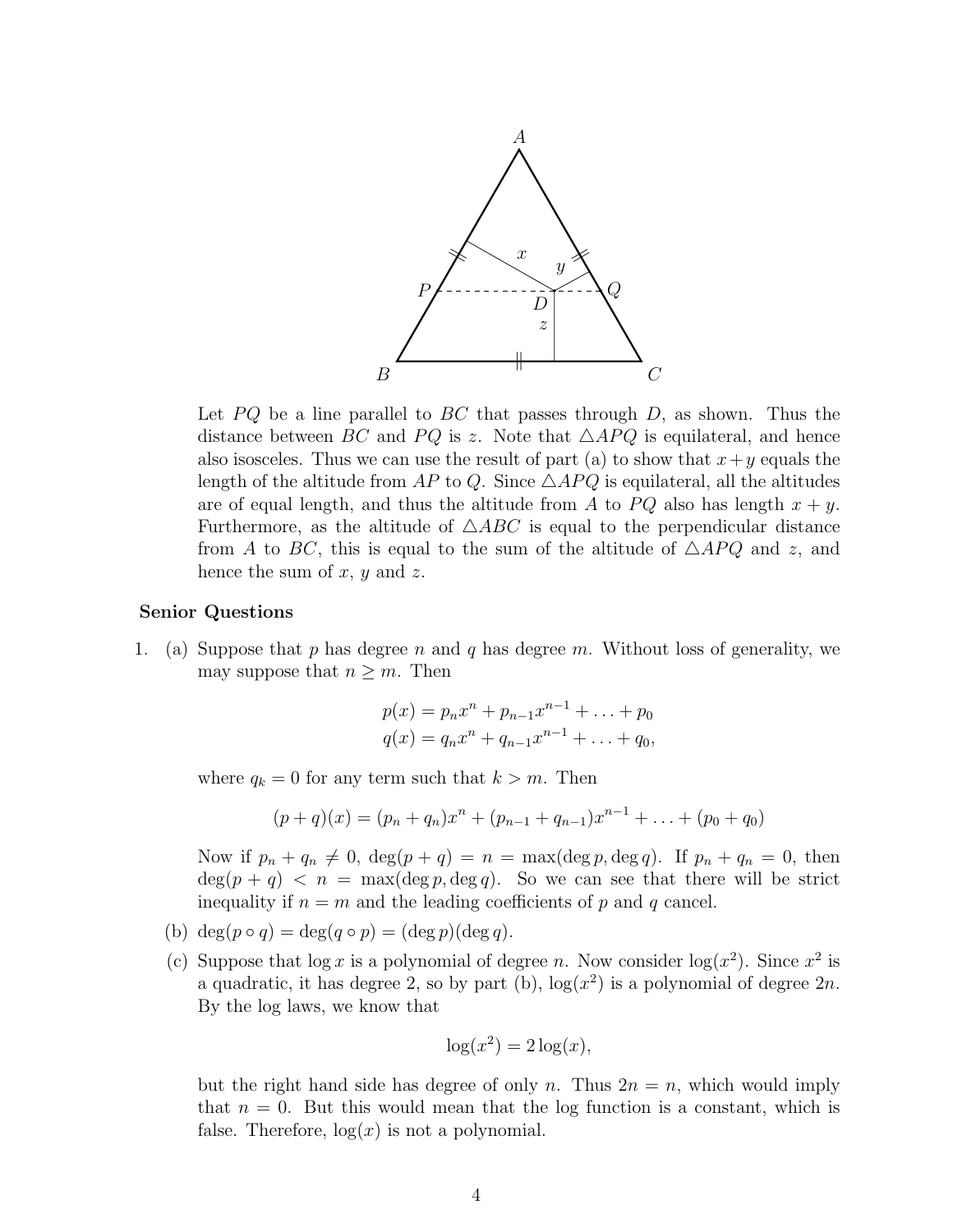A

P Q
D
x y z

B C

Let $PQ$ be a line parallel to $BC$ that passes through $D$, as shown. Thus the distance between $BC$ and $PQ$ is $z$. Note that $\triangle APQ$ is equilateral, and hence also isosceles. Thus we can use the result of part (a) to show that $x+y$ equals the length of the altitude from $AP$ to $Q$. Since $\triangle APQ$ is equilateral, all the altitudes are of equal length, and thus the altitude from $A$ to $PQ$ also has length $x+y$. Furthermore, as the altitude of $\triangle ABC$ is equal to the perpendicular distance from $A$ to $BC$, this is equal to the sum of the altitude of $\triangle APQ$ and $z$, and hence the sum of $x$, $y$ and $z$.

**Senior Questions**

1. (a) Suppose that $p$ has degree $n$ and $q$ has degree $m$. Without loss of generality, we may suppose that $n \geq m$. Then

$$p(x) = p_n x^n + p_{n-1}x^{n-1} + \ldots + p_0$$
$$q(x) = q_n x^n + q_{n-1}x^{n-1} + \ldots + q_0,$$

where $q_k = 0$ for any term such that $k > m$. Then

$$(p+q)(x) = (p_n + q_n)x^n + (p_{n-1} + q_{n-1})x^{n-1} + \ldots + (p_0 + q_0)$$

Now if $p_n + q_n \neq 0$, $\deg(p+q) = n = \max(\deg p, \deg q)$. If $p_n + q_n = 0$, then $\deg(p+q) < n = \max(\deg p, \deg q)$. So we can see that there will be strict inequality if $n = m$ and the leading coefficients of $p$ and $q$ cancel.

(b) $\deg(p \circ q) = \deg(q \circ p) = (\deg p)(\deg q)$.

(c) Suppose that $\log x$ is a polynomial of degree $n$. Now consider $\log(x^2)$. Since $x^2$ is a quadratic, it has degree 2, so by part (b), $\log(x^2)$ is a polynomial of degree $2n$. By the log laws, we know that

$$\log(x^2) = 2\log(x),$$

but the right hand side has degree of only $n$. Thus $2n = n$, which would imply that $n = 0$. But this would mean that the log function is a constant, which is false. Therefore, $\log(x)$ is not a polynomial.